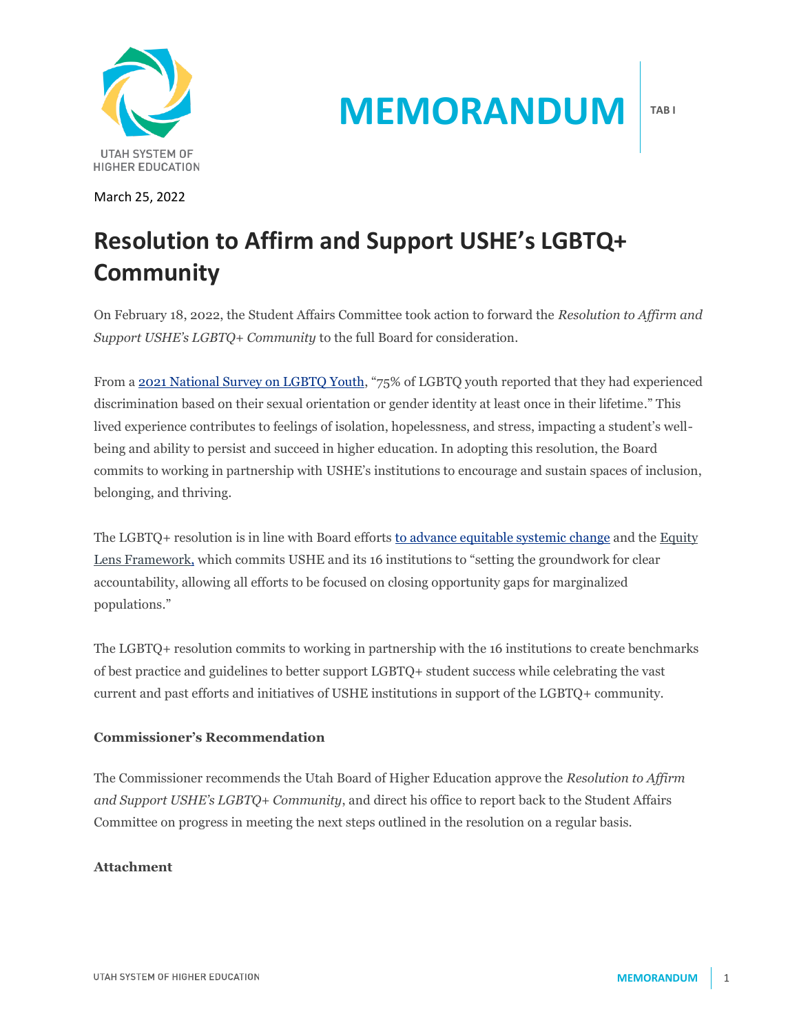# MEMORANDUM

TAB I

March 25, 2022

## Resolution to Affirm and Support USHE's LGBTQ+ Community

On February 18, 2022, the Student Affairs Committee took action to forward the *Resolution to Affirm and Support USHE's LGBTQ+ Community* to the full Board for consideration.

From a [2021 National Survey on LGBTQ Youth](), "75% of LGBTQ youth reported that they had experienced discrimination based on their sexual orientation or gender identity at least once in their lifetime." This lived experience contributes to feelings of isolation, hopelessness, and stress, impacting a student's well-being and ability to persist and succeed in higher education. In adopting this resolution, the Board commits to working in partnership with USHE's institutions to encourage and sustain spaces of inclusion, belonging, and thriving.

The LGBTQ+ resolution is in line with Board efforts [to advance equitable systemic change]() and the [Equity Lens Framework,]() which commits USHE and its 16 institutions to "setting the groundwork for clear accountability, allowing all efforts to be focused on closing opportunity gaps for marginalized populations."

The LGBTQ+ resolution commits to working in partnership with the 16 institutions to create benchmarks of best practice and guidelines to better support LGBTQ+ student success while celebrating the vast current and past efforts and initiatives of USHE institutions in support of the LGBTQ+ community.

**Commissioner's Recommendation**

The Commissioner recommends the Utah Board of Higher Education approve the *Resolution to Affirm and Support USHE's LGBTQ+ Community*, and direct his office to report back to the Student Affairs Committee on progress in meeting the next steps outlined in the resolution on a regular basis.

**Attachment**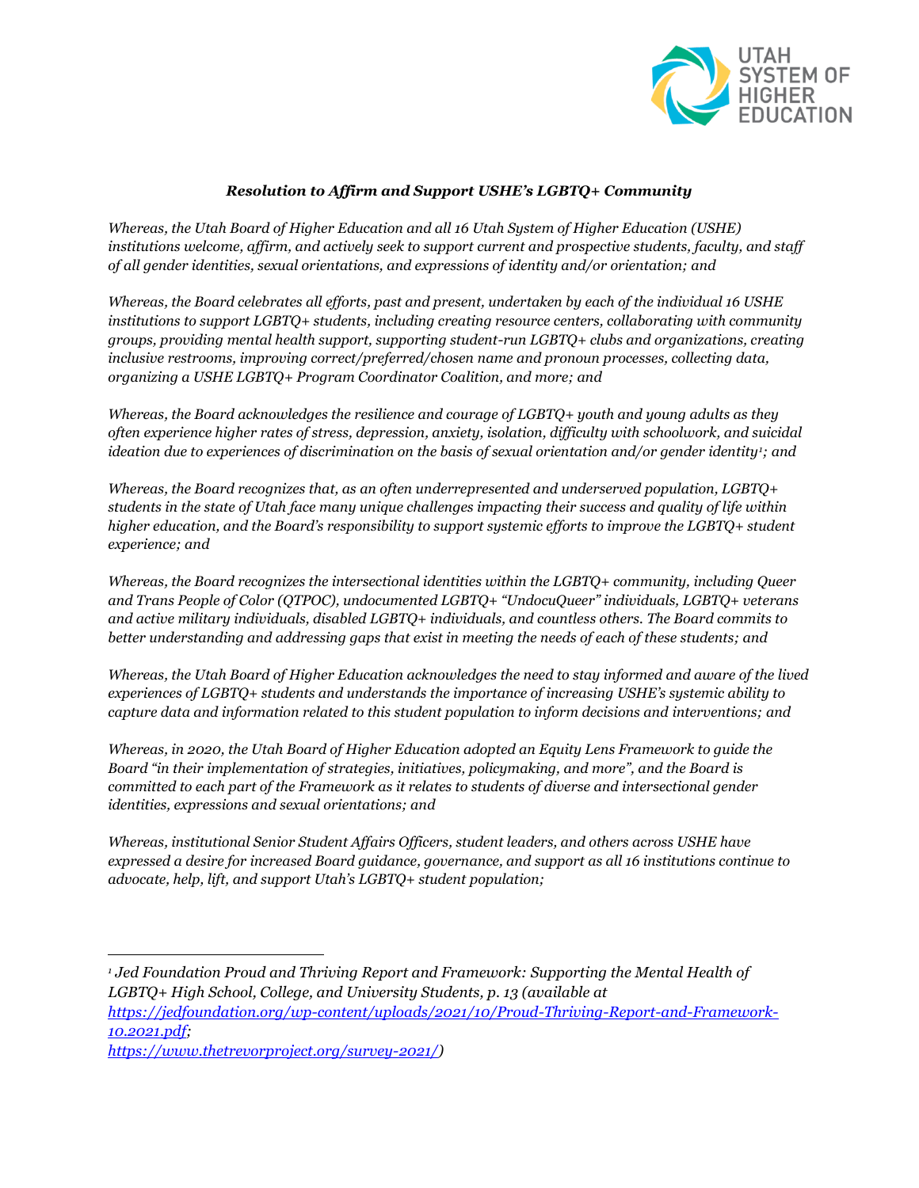### *Resolution to Affirm and Support USHE's LGBTQ+ Community*

*Whereas, the Utah Board of Higher Education and all 16 Utah System of Higher Education (USHE) institutions welcome, affirm, and actively seek to support current and prospective students, faculty, and staff of all gender identities, sexual orientations, and expressions of identity and/or orientation; and*

*Whereas, the Board celebrates all efforts, past and present, undertaken by each of the individual 16 USHE institutions to support LGBTQ+ students, including creating resource centers, collaborating with community groups, providing mental health support, supporting student-run LGBTQ+ clubs and organizations, creating inclusive restrooms, improving correct/preferred/chosen name and pronoun processes, collecting data, organizing a USHE LGBTQ+ Program Coordinator Coalition, and more; and*

*Whereas, the Board acknowledges the resilience and courage of LGBTQ+ youth and young adults as they often experience higher rates of stress, depression, anxiety, isolation, difficulty with schoolwork, and suicidal ideation due to experiences of discrimination on the basis of sexual orientation and/or gender identity[1]; and*

*Whereas, the Board recognizes that, as an often underrepresented and underserved population, LGBTQ+ students in the state of Utah face many unique challenges impacting their success and quality of life within higher education, and the Board's responsibility to support systemic efforts to improve the LGBTQ+ student experience; and*

*Whereas, the Board recognizes the intersectional identities within the LGBTQ+ community, including Queer and Trans People of Color (QTPOC), undocumented LGBTQ+ "UndocuQueer" individuals, LGBTQ+ veterans and active military individuals, disabled LGBTQ+ individuals, and countless others. The Board commits to better understanding and addressing gaps that exist in meeting the needs of each of these students; and*

*Whereas, the Utah Board of Higher Education acknowledges the need to stay informed and aware of the lived experiences of LGBTQ+ students and understands the importance of increasing USHE's systemic ability to capture data and information related to this student population to inform decisions and interventions; and*

*Whereas, in 2020, the Utah Board of Higher Education adopted an Equity Lens Framework to guide the Board "in their implementation of strategies, initiatives, policymaking, and more", and the Board is committed to each part of the Framework as it relates to students of diverse and intersectional gender identities, expressions and sexual orientations; and*

*Whereas, institutional Senior Student Affairs Officers, student leaders, and others across USHE have expressed a desire for increased Board guidance, governance, and support as all 16 institutions continue to advocate, help, lift, and support Utah's LGBTQ+ student population;*

---

*[1] Jed Foundation Proud and Thriving Report and Framework: Supporting the Mental Health of LGBTQ+ High School, College, and University Students, p. 13 (available at https://jedfoundation.org/wp-content/uploads/2021/10/Proud-Thriving-Report-and-Framework-10.2021.pdf; https://www.thetrevorproject.org/survey-2021/)*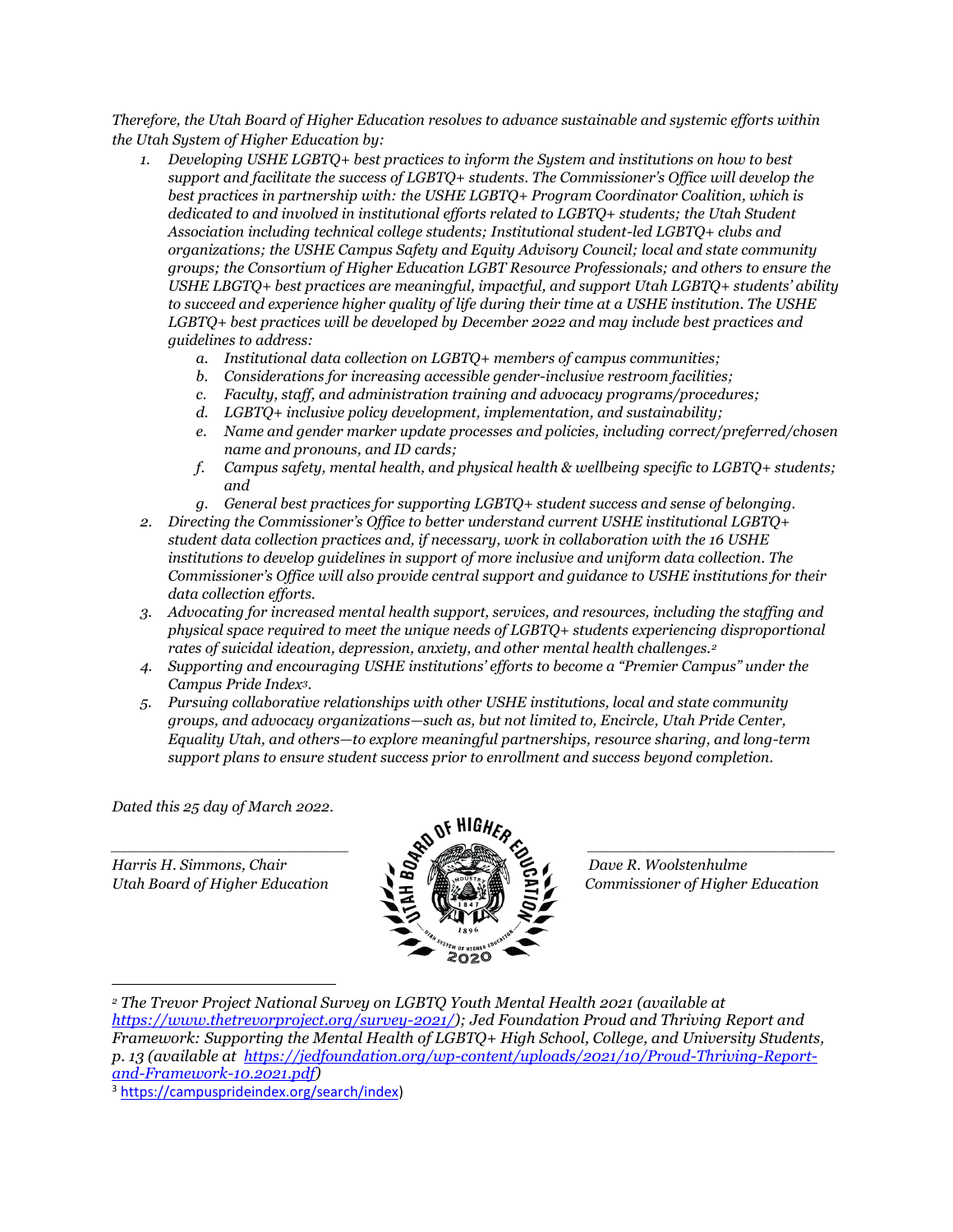*Therefore, the Utah Board of Higher Education resolves to advance sustainable and systemic efforts within the Utah System of Higher Education by:*

1. *Developing USHE LGBTQ+ best practices to inform the System and institutions on how to best support and facilitate the success of LGBTQ+ students. The Commissioner's Office will develop the best practices in partnership with: the USHE LGBTQ+ Program Coordinator Coalition, which is dedicated to and involved in institutional efforts related to LGBTQ+ students; the Utah Student Association including technical college students; Institutional student-led LGBTQ+ clubs and organizations; the USHE Campus Safety and Equity Advisory Council; local and state community groups; the Consortium of Higher Education LGBT Resource Professionals; and others to ensure the USHE LBGTQ+ best practices are meaningful, impactful, and support Utah LGBTQ+ students' ability to succeed and experience higher quality of life during their time at a USHE institution. The USHE LGBTQ+ best practices will be developed by December 2022 and may include best practices and guidelines to address:*
    a. *Institutional data collection on LGBTQ+ members of campus communities;*
    b. *Considerations for increasing accessible gender-inclusive restroom facilities;*
    c. *Faculty, staff, and administration training and advocacy programs/procedures;*
    d. *LGBTQ+ inclusive policy development, implementation, and sustainability;*
    e. *Name and gender marker update processes and policies, including correct/preferred/chosen name and pronouns, and ID cards;*
    f. *Campus safety, mental health, and physical health & wellbeing specific to LGBTQ+ students; and*
    g. *General best practices for supporting LGBTQ+ student success and sense of belonging.*
2. *Directing the Commissioner's Office to better understand current USHE institutional LGBTQ+ student data collection practices and, if necessary, work in collaboration with the 16 USHE institutions to develop guidelines in support of more inclusive and uniform data collection. The Commissioner's Office will also provide central support and guidance to USHE institutions for their data collection efforts.*
3. *Advocating for increased mental health support, services, and resources, including the staffing and physical space required to meet the unique needs of LGBTQ+ students experiencing disproportional rates of suicidal ideation, depression, anxiety, and other mental health challenges.*[2]
4. *Supporting and encouraging USHE institutions' efforts to become a "Premier Campus" under the Campus Pride Index*[3]*.*
5. *Pursuing collaborative relationships with other USHE institutions, local and state community groups, and advocacy organizations—such as, but not limited to, Encircle, Utah Pride Center, Equality Utah, and others—to explore meaningful partnerships, resource sharing, and long-term support plans to ensure student success prior to enrollment and success beyond completion.*

*Dated this 25 day of March 2022.*

_____________________________
*Harris H. Simmons, Chair*
*Utah Board of Higher Education*

_____________________________
*Dave R. Woolstenhulme*
*Commissioner of Higher Education*

---

[2] *The Trevor Project National Survey on LGBTQ Youth Mental Health 2021 (available at https://www.thetrevorproject.org/survey-2021/); Jed Foundation Proud and Thriving Report and Framework: Supporting the Mental Health of LGBTQ+ High School, College, and University Students, p. 13 (available at https://jedfoundation.org/wp-content/uploads/2021/10/Proud-Thriving-Report-and-Framework-10.2021.pdf)*

[3] https://campusprideindex.org/search/index)